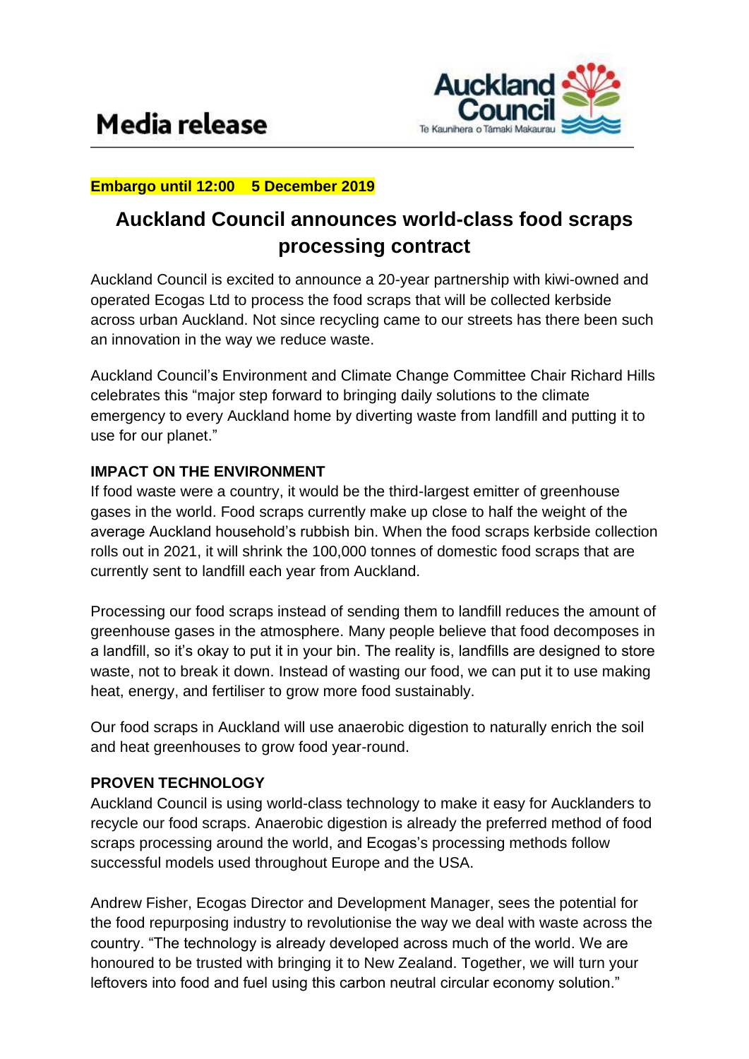# Media release

Auckland Council

Te Kaunihera o Tāmaki Makaurau

**Embargo until 12:00 5 December 2019**

## Auckland Council announces world-class food scraps processing contract

Auckland Council is excited to announce a 20-year partnership with kiwi-owned and operated Ecogas Ltd to process the food scraps that will be collected kerbside across urban Auckland. Not since recycling came to our streets has there been such an innovation in the way we reduce waste.

Auckland Council's Environment and Climate Change Committee Chair Richard Hills celebrates this "major step forward to bringing daily solutions to the climate emergency to every Auckland home by diverting waste from landfill and putting it to use for our planet."

**IMPACT ON THE ENVIRONMENT**

If food waste were a country, it would be the third-largest emitter of greenhouse gases in the world. Food scraps currently make up close to half the weight of the average Auckland household's rubbish bin. When the food scraps kerbside collection rolls out in 2021, it will shrink the 100,000 tonnes of domestic food scraps that are currently sent to landfill each year from Auckland.

Processing our food scraps instead of sending them to landfill reduces the amount of greenhouse gases in the atmosphere. Many people believe that food decomposes in a landfill, so it's okay to put it in your bin. The reality is, landfills are designed to store waste, not to break it down. Instead of wasting our food, we can put it to use making heat, energy, and fertiliser to grow more food sustainably.

Our food scraps in Auckland will use anaerobic digestion to naturally enrich the soil and heat greenhouses to grow food year-round.

**PROVEN TECHNOLOGY**

Auckland Council is using world-class technology to make it easy for Aucklanders to recycle our food scraps. Anaerobic digestion is already the preferred method of food scraps processing around the world, and Ecogas's processing methods follow successful models used throughout Europe and the USA.

Andrew Fisher, Ecogas Director and Development Manager, sees the potential for the food repurposing industry to revolutionise the way we deal with waste across the country. "The technology is already developed across much of the world. We are honoured to be trusted with bringing it to New Zealand. Together, we will turn your leftovers into food and fuel using this carbon neutral circular economy solution."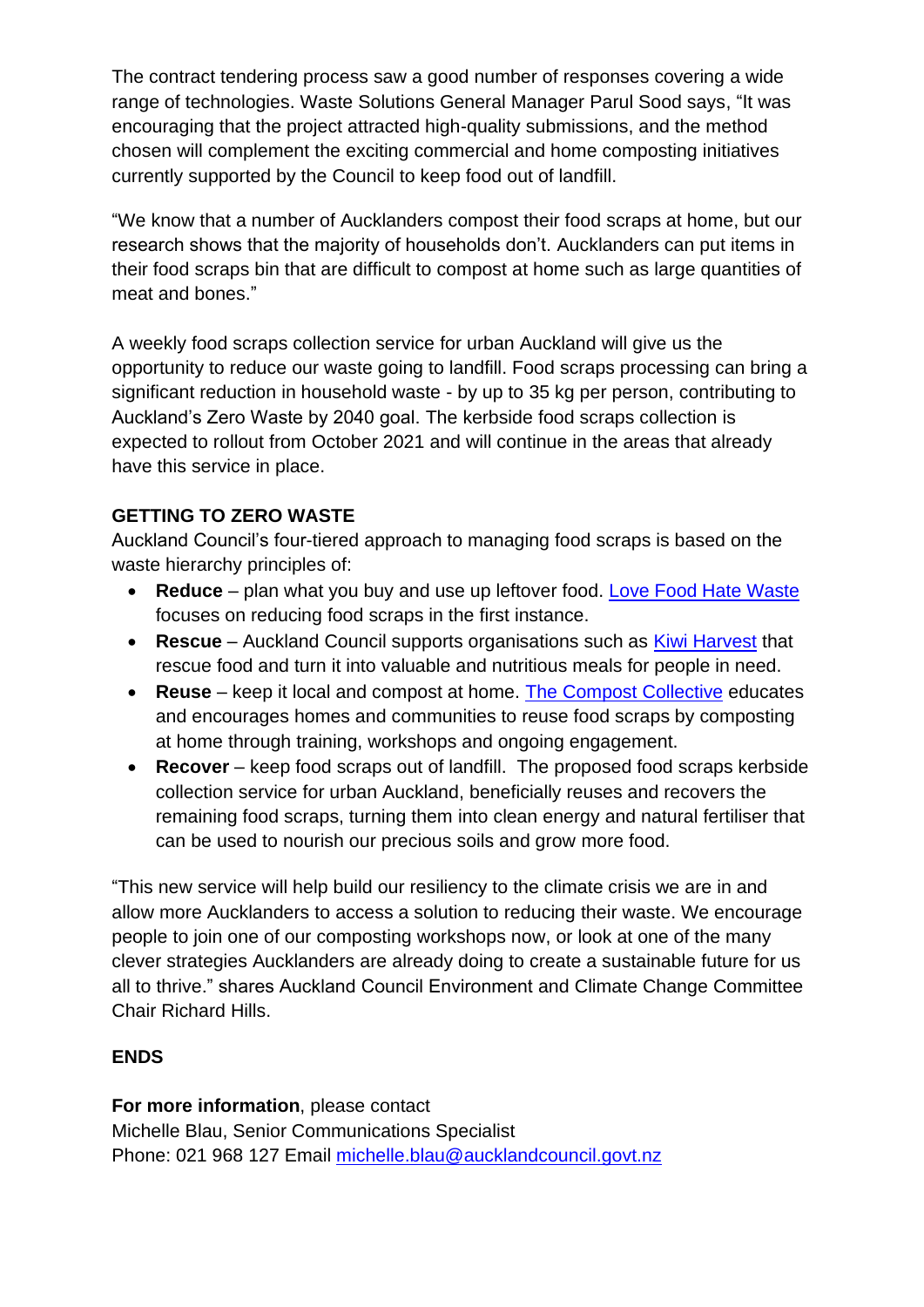The contract tendering process saw a good number of responses covering a wide range of technologies. Waste Solutions General Manager Parul Sood says, “It was encouraging that the project attracted high-quality submissions, and the method chosen will complement the exciting commercial and home composting initiatives currently supported by the Council to keep food out of landfill.

“We know that a number of Aucklanders compost their food scraps at home, but our research shows that the majority of households don’t. Aucklanders can put items in their food scraps bin that are difficult to compost at home such as large quantities of meat and bones.”

A weekly food scraps collection service for urban Auckland will give us the opportunity to reduce our waste going to landfill. Food scraps processing can bring a significant reduction in household waste - by up to 35 kg per person, contributing to Auckland’s Zero Waste by 2040 goal. The kerbside food scraps collection is expected to rollout from October 2021 and will continue in the areas that already have this service in place.

**GETTING TO ZERO WASTE**

Auckland Council’s four-tiered approach to managing food scraps is based on the waste hierarchy principles of:

- **Reduce** – plan what you buy and use up leftover food. [Love Food Hate Waste]() focuses on reducing food scraps in the first instance.
- **Rescue** – Auckland Council supports organisations such as [Kiwi Harvest]() that rescue food and turn it into valuable and nutritious meals for people in need.
- **Reuse** – keep it local and compost at home. [The Compost Collective]() educates and encourages homes and communities to reuse food scraps by composting at home through training, workshops and ongoing engagement.
- **Recover** – keep food scraps out of landfill. The proposed food scraps kerbside collection service for urban Auckland, beneficially reuses and recovers the remaining food scraps, turning them into clean energy and natural fertiliser that can be used to nourish our precious soils and grow more food.

“This new service will help build our resiliency to the climate crisis we are in and allow more Aucklanders to access a solution to reducing their waste. We encourage people to join one of our composting workshops now, or look at one of the many clever strategies Aucklanders are already doing to create a sustainable future for us all to thrive.” shares Auckland Council Environment and Climate Change Committee Chair Richard Hills.

**ENDS**

**For more information**, please contact
Michelle Blau, Senior Communications Specialist
Phone: 021 968 127 Email [michelle.blau@aucklandcouncil.govt.nz](mailto:michelle.blau@aucklandcouncil.govt.nz)